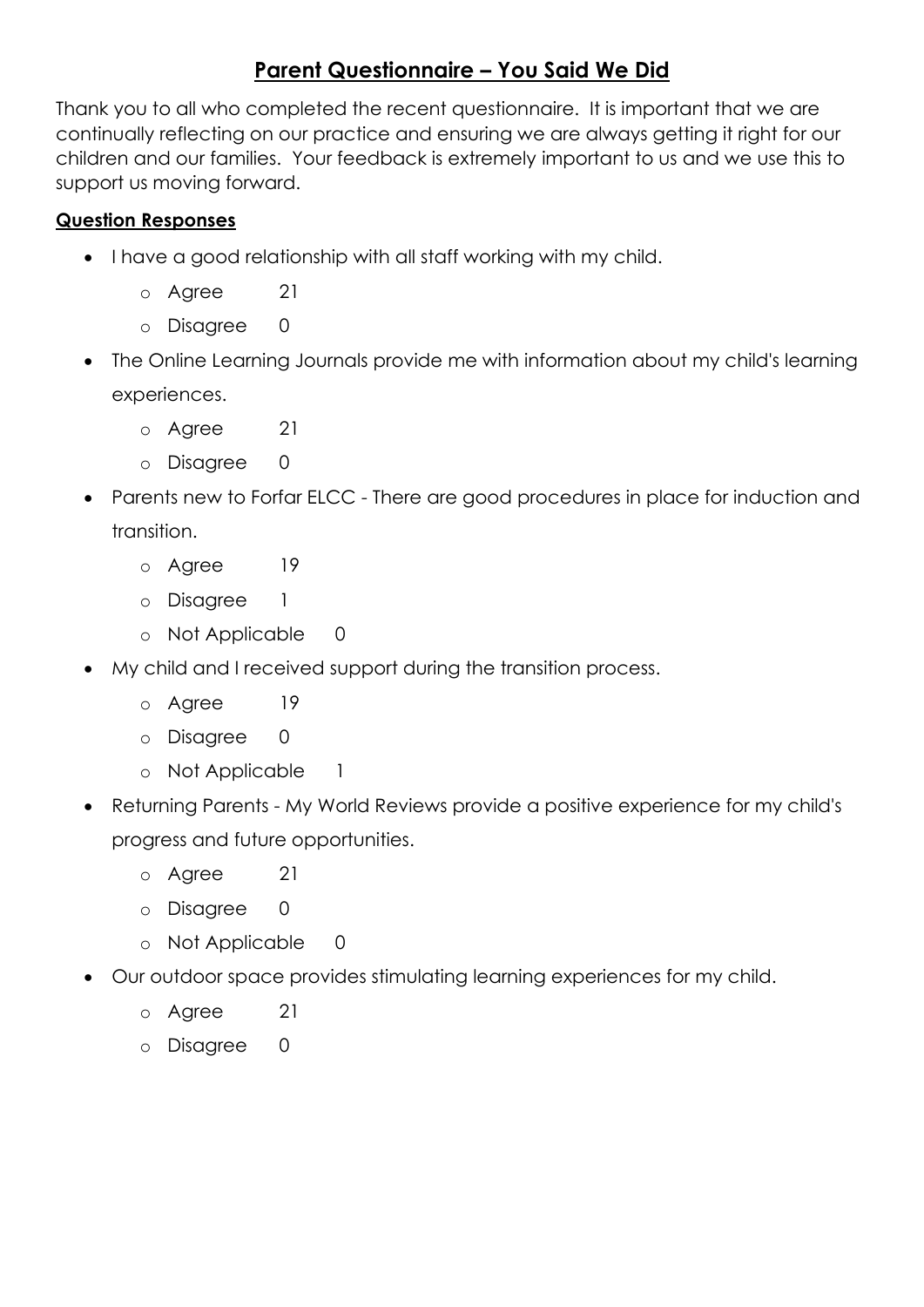# Parent Questionnaire – You Said We Did

Thank you to all who completed the recent questionnaire. It is important that we are continually reflecting on our practice and ensuring we are always getting it right for our children and our families. Your feedback is extremely important to us and we use this to support us moving forward.

**Question Responses**

- I have a good relationship with all staff working with my child.
  - Agree 21
  - Disagree 0
- The Online Learning Journals provide me with information about my child's learning experiences.
  - Agree 21
  - Disagree 0
- Parents new to Forfar ELCC - There are good procedures in place for induction and transition.
  - Agree 19
  - Disagree 1
  - Not Applicable 0
- My child and I received support during the transition process.
  - Agree 19
  - Disagree 0
  - Not Applicable 1
- Returning Parents - My World Reviews provide a positive experience for my child's progress and future opportunities.
  - Agree 21
  - Disagree 0
  - Not Applicable 0
- Our outdoor space provides stimulating learning experiences for my child.
  - Agree 21
  - Disagree 0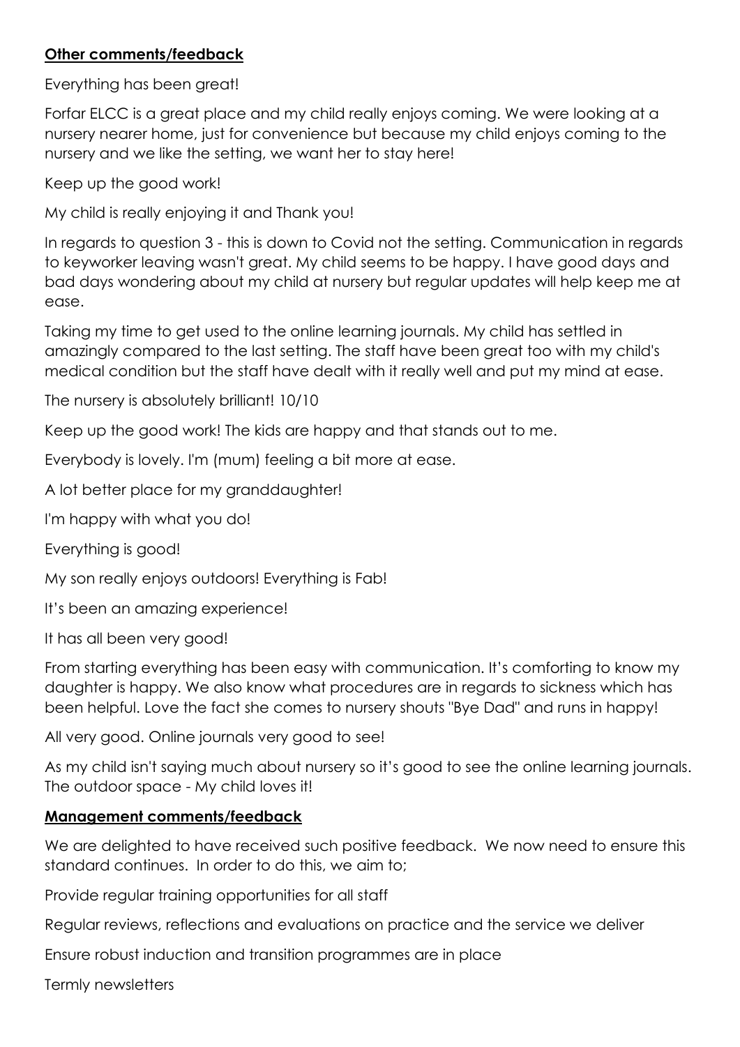**Other comments/feedback**

Everything has been great!

Forfar ELCC is a great place and my child really enjoys coming. We were looking at a nursery nearer home, just for convenience but because my child enjoys coming to the nursery and we like the setting, we want her to stay here!

Keep up the good work!

My child is really enjoying it and Thank you!

In regards to question 3 - this is down to Covid not the setting. Communication in regards to keyworker leaving wasn't great. My child seems to be happy. I have good days and bad days wondering about my child at nursery but regular updates will help keep me at ease.

Taking my time to get used to the online learning journals. My child has settled in amazingly compared to the last setting. The staff have been great too with my child's medical condition but the staff have dealt with it really well and put my mind at ease.

The nursery is absolutely brilliant! 10/10

Keep up the good work! The kids are happy and that stands out to me.

Everybody is lovely. I'm (mum) feeling a bit more at ease.

A lot better place for my granddaughter!

I'm happy with what you do!

Everything is good!

My son really enjoys outdoors! Everything is Fab!

It's been an amazing experience!

It has all been very good!

From starting everything has been easy with communication. It's comforting to know my daughter is happy. We also know what procedures are in regards to sickness which has been helpful. Love the fact she comes to nursery shouts "Bye Dad" and runs in happy!

All very good. Online journals very good to see!

As my child isn't saying much about nursery so it's good to see the online learning journals. The outdoor space - My child loves it!

**Management comments/feedback**

We are delighted to have received such positive feedback. We now need to ensure this standard continues. In order to do this, we aim to;

Provide regular training opportunities for all staff

Regular reviews, reflections and evaluations on practice and the service we deliver

Ensure robust induction and transition programmes are in place

Termly newsletters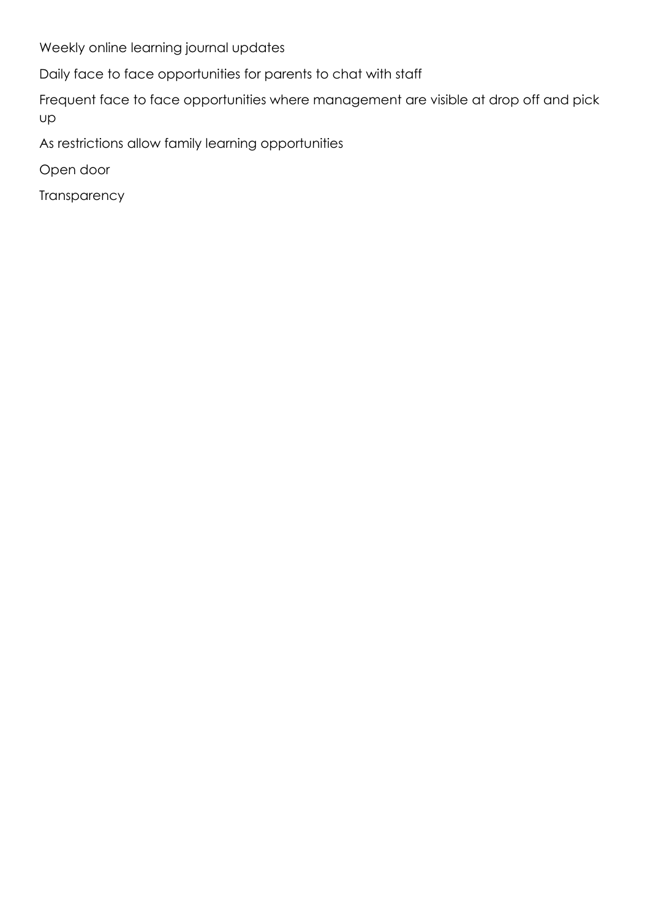Weekly online learning journal updates

Daily face to face opportunities for parents to chat with staff

Frequent face to face opportunities where management are visible at drop off and pick up

As restrictions allow family learning opportunities

Open door

Transparency